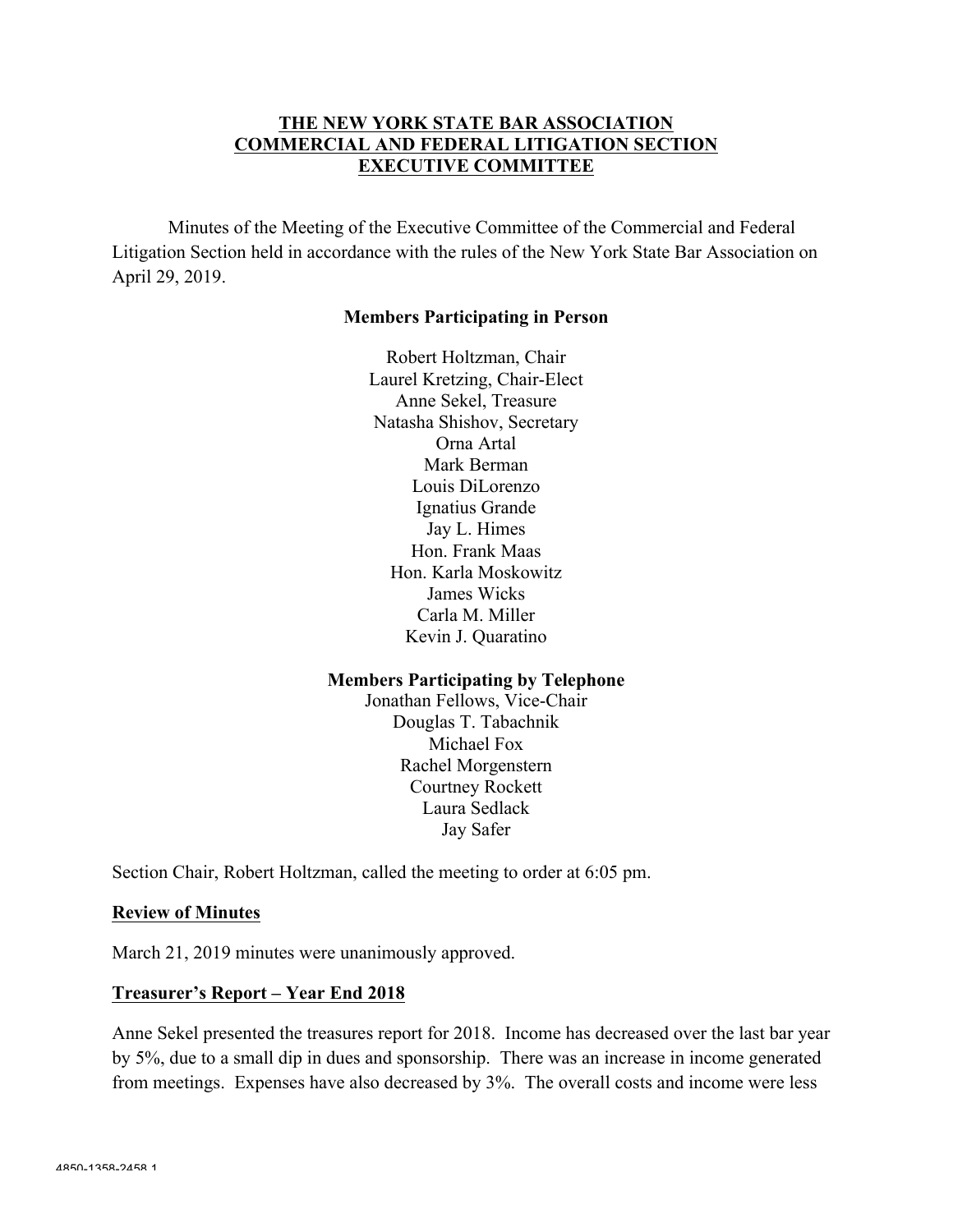# THE NEW YORK STATE BAR ASSOCIATION
# COMMERCIAL AND FEDERAL LITIGATION SECTION
# EXECUTIVE COMMITTEE

Minutes of the Meeting of the Executive Committee of the Commercial and Federal Litigation Section held in accordance with the rules of the New York State Bar Association on April 29, 2019.

**Members Participating in Person**

Robert Holtzman, Chair
Laurel Kretzing, Chair-Elect
Anne Sekel, Treasure
Natasha Shishov, Secretary
Orna Artal
Mark Berman
Louis DiLorenzo
Ignatius Grande
Jay L. Himes
Hon. Frank Maas
Hon. Karla Moskowitz
James Wicks
Carla M. Miller
Kevin J. Quaratino

**Members Participating by Telephone**

Jonathan Fellows, Vice-Chair
Douglas T. Tabachnik
Michael Fox
Rachel Morgenstern
Courtney Rockett
Laura Sedlack
Jay Safer

Section Chair, Robert Holtzman, called the meeting to order at 6:05 pm.

**Review of Minutes**

March 21, 2019 minutes were unanimously approved.

**Treasurer's Report – Year End 2018**

Anne Sekel presented the treasures report for 2018. Income has decreased over the last bar year by 5%, due to a small dip in dues and sponsorship. There was an increase in income generated from meetings. Expenses have also decreased by 3%. The overall costs and income were less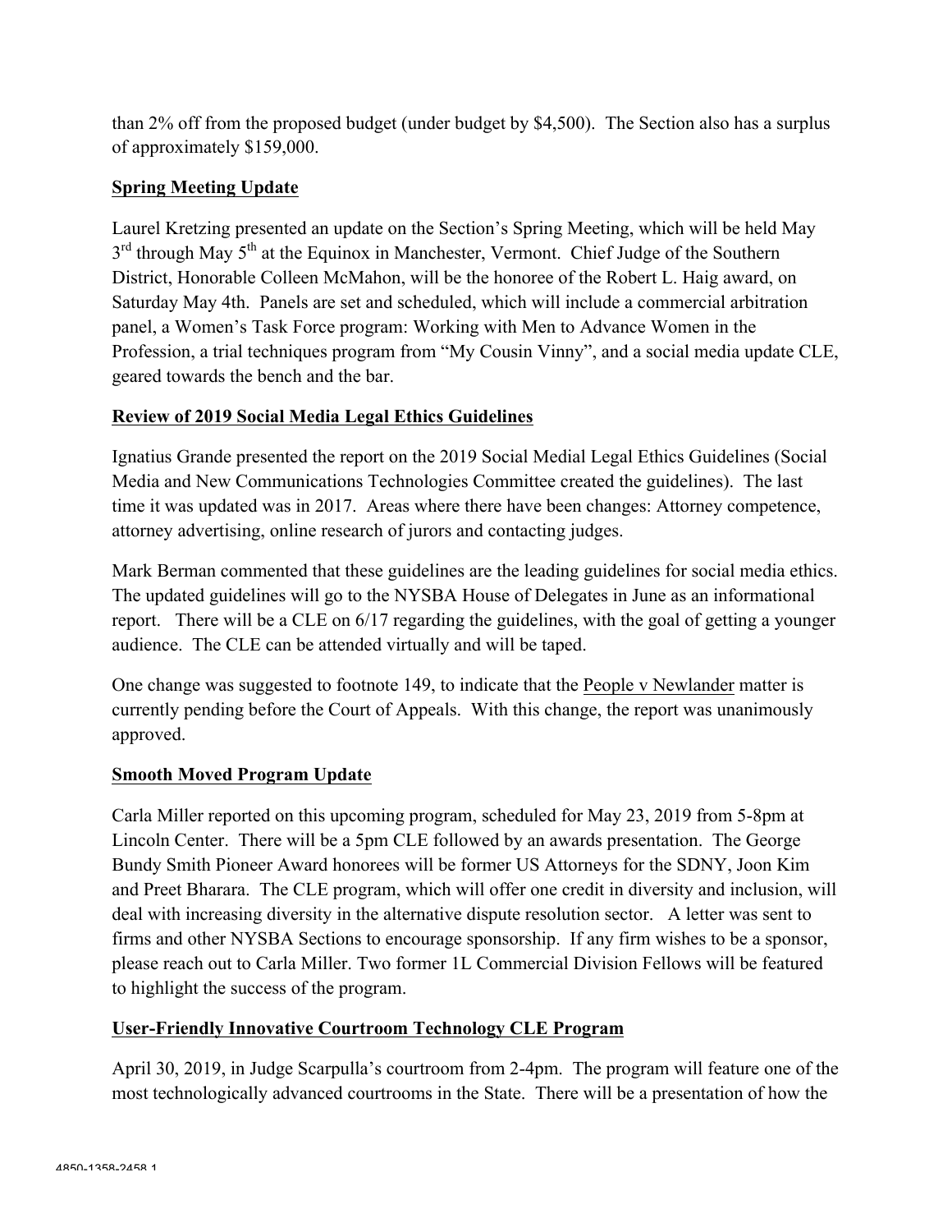than 2% off from the proposed budget (under budget by $4,500). The Section also has a surplus of approximately $159,000.

**Spring Meeting Update**

Laurel Kretzing presented an update on the Section's Spring Meeting, which will be held May 3rd through May 5th at the Equinox in Manchester, Vermont. Chief Judge of the Southern District, Honorable Colleen McMahon, will be the honoree of the Robert L. Haig award, on Saturday May 4th. Panels are set and scheduled, which will include a commercial arbitration panel, a Women's Task Force program: Working with Men to Advance Women in the Profession, a trial techniques program from "My Cousin Vinny", and a social media update CLE, geared towards the bench and the bar.

**Review of 2019 Social Media Legal Ethics Guidelines**

Ignatius Grande presented the report on the 2019 Social Medial Legal Ethics Guidelines (Social Media and New Communications Technologies Committee created the guidelines). The last time it was updated was in 2017. Areas where there have been changes: Attorney competence, attorney advertising, online research of jurors and contacting judges.

Mark Berman commented that these guidelines are the leading guidelines for social media ethics. The updated guidelines will go to the NYSBA House of Delegates in June as an informational report. There will be a CLE on 6/17 regarding the guidelines, with the goal of getting a younger audience. The CLE can be attended virtually and will be taped.

One change was suggested to footnote 149, to indicate that the People v Newlander matter is currently pending before the Court of Appeals. With this change, the report was unanimously approved.

**Smooth Moved Program Update**

Carla Miller reported on this upcoming program, scheduled for May 23, 2019 from 5-8pm at Lincoln Center. There will be a 5pm CLE followed by an awards presentation. The George Bundy Smith Pioneer Award honorees will be former US Attorneys for the SDNY, Joon Kim and Preet Bharara. The CLE program, which will offer one credit in diversity and inclusion, will deal with increasing diversity in the alternative dispute resolution sector. A letter was sent to firms and other NYSBA Sections to encourage sponsorship. If any firm wishes to be a sponsor, please reach out to Carla Miller. Two former 1L Commercial Division Fellows will be featured to highlight the success of the program.

**User-Friendly Innovative Courtroom Technology CLE Program**

April 30, 2019, in Judge Scarpulla's courtroom from 2-4pm. The program will feature one of the most technologically advanced courtrooms in the State. There will be a presentation of how the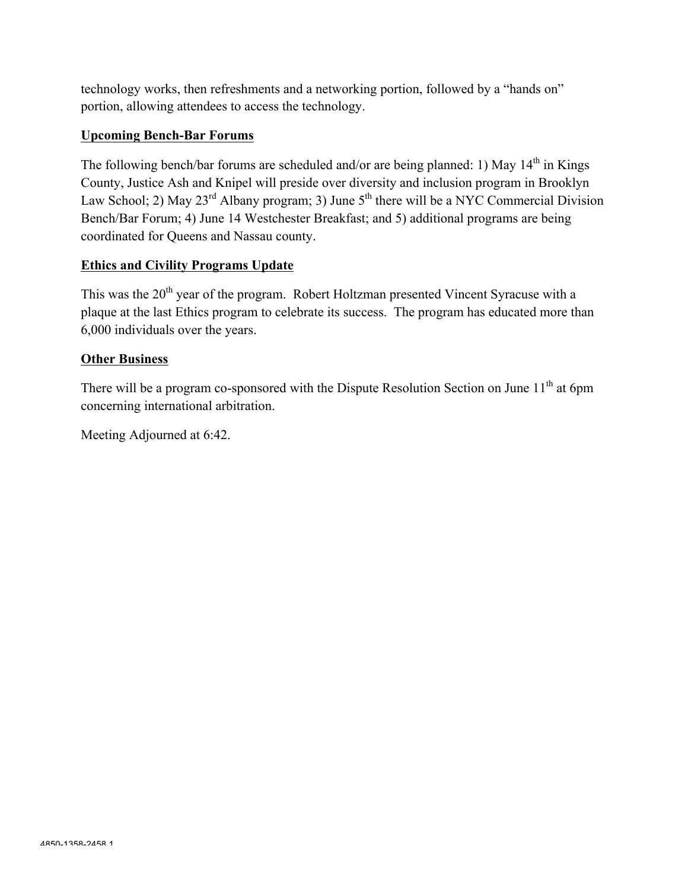technology works, then refreshments and a networking portion, followed by a "hands on" portion, allowing attendees to access the technology.

**Upcoming Bench-Bar Forums**

The following bench/bar forums are scheduled and/or are being planned: 1) May 14th in Kings County, Justice Ash and Knipel will preside over diversity and inclusion program in Brooklyn Law School; 2) May 23rd Albany program; 3) June 5th there will be a NYC Commercial Division Bench/Bar Forum; 4) June 14 Westchester Breakfast; and 5) additional programs are being coordinated for Queens and Nassau county.

**Ethics and Civility Programs Update**

This was the 20th year of the program. Robert Holtzman presented Vincent Syracuse with a plaque at the last Ethics program to celebrate its success. The program has educated more than 6,000 individuals over the years.

**Other Business**

There will be a program co-sponsored with the Dispute Resolution Section on June 11th at 6pm concerning international arbitration.

Meeting Adjourned at 6:42.